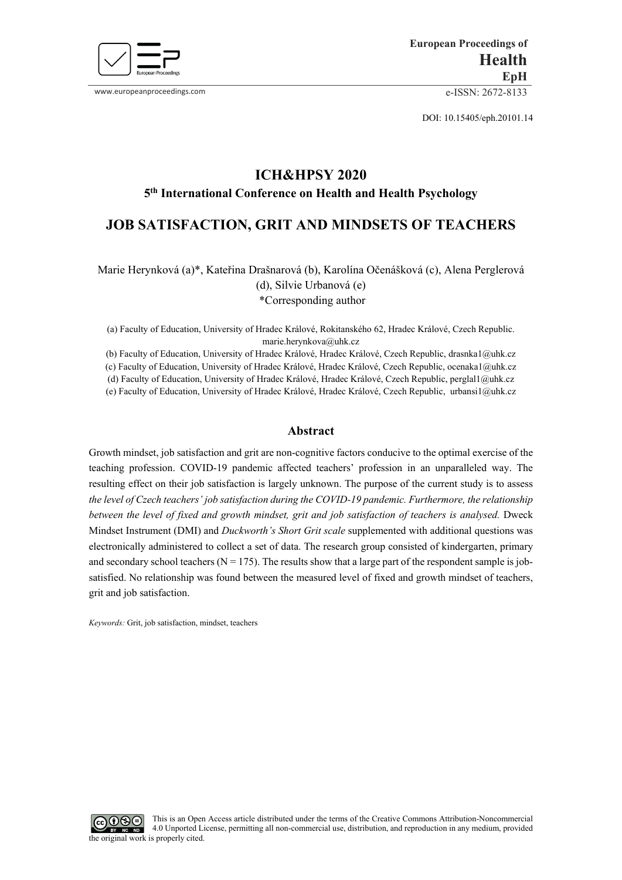DOI: 10.15405/eph.20101.14

# ICH&HPSY 2020

**5th International Conference on Health and Health Psychology**

# JOB SATISFACTION, GRIT AND MINDSETS OF TEACHERS

Marie Herynková (a)*, Kateřina Drašnarová (b), Karolína Očenášková (c), Alena Perglerová (d), Silvie Urbanová (e)
*Corresponding author

(a) Faculty of Education, University of Hradec Králové, Rokitanského 62, Hradec Králové, Czech Republic. marie.herynkova@uhk.cz
(b) Faculty of Education, University of Hradec Králové, Hradec Králové, Czech Republic, drasnka1@uhk.cz
(c) Faculty of Education, University of Hradec Králové, Hradec Králové, Czech Republic, ocenaka1@uhk.cz
(d) Faculty of Education, University of Hradec Králové, Hradec Králové, Czech Republic, perglal1@uhk.cz
(e) Faculty of Education, University of Hradec Králové, Hradec Králové, Czech Republic, urbansi1@uhk.cz

## Abstract

Growth mindset, job satisfaction and grit are non-cognitive factors conducive to the optimal exercise of the teaching profession. COVID-19 pandemic affected teachers' profession in an unparalleled way. The resulting effect on their job satisfaction is largely unknown. The purpose of the current study is to assess *the level of Czech teachers' job satisfaction during the COVID-19 pandemic. Furthermore, the relationship between the level of fixed and growth mindset, grit and job satisfaction of teachers is analysed.* Dweck Mindset Instrument (DMI) and *Duckworth's Short Grit scale* supplemented with additional questions was electronically administered to collect a set of data. The research group consisted of kindergarten, primary and secondary school teachers ($N = 175$). The results show that a large part of the respondent sample is job-satisfied. No relationship was found between the measured level of fixed and growth mindset of teachers, grit and job satisfaction.

*Keywords:* Grit, job satisfaction, mindset, teachers

This is an Open Access article distributed under the terms of the Creative Commons Attribution-Noncommercial 4.0 Unported License, permitting all non-commercial use, distribution, and reproduction in any medium, provided the original work is properly cited.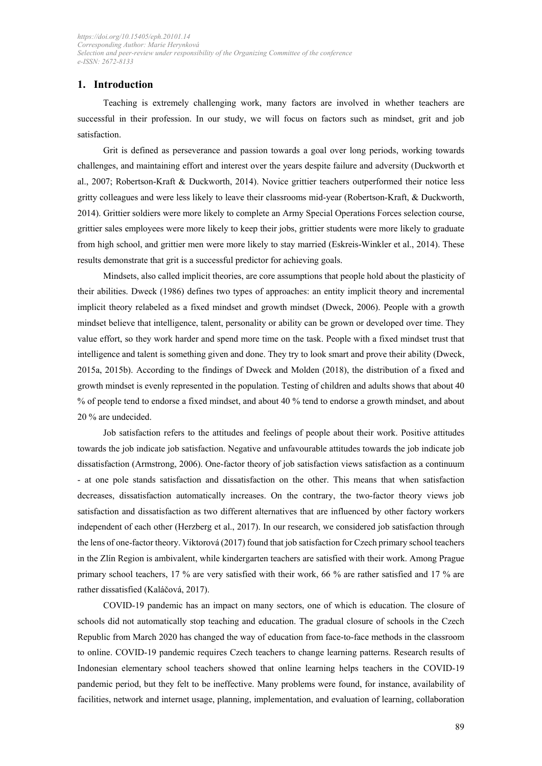## 1. Introduction

Teaching is extremely challenging work, many factors are involved in whether teachers are successful in their profession. In our study, we will focus on factors such as mindset, grit and job satisfaction.

Grit is defined as perseverance and passion towards a goal over long periods, working towards challenges, and maintaining effort and interest over the years despite failure and adversity (Duckworth et al., 2007; Robertson-Kraft & Duckworth, 2014). Novice grittier teachers outperformed their notice less gritty colleagues and were less likely to leave their classrooms mid-year (Robertson-Kraft, & Duckworth, 2014). Grittier soldiers were more likely to complete an Army Special Operations Forces selection course, grittier sales employees were more likely to keep their jobs, grittier students were more likely to graduate from high school, and grittier men were more likely to stay married (Eskreis-Winkler et al., 2014). These results demonstrate that grit is a successful predictor for achieving goals.

Mindsets, also called implicit theories, are core assumptions that people hold about the plasticity of their abilities. Dweck (1986) defines two types of approaches: an entity implicit theory and incremental implicit theory relabeled as a fixed mindset and growth mindset (Dweck, 2006). People with a growth mindset believe that intelligence, talent, personality or ability can be grown or developed over time. They value effort, so they work harder and spend more time on the task. People with a fixed mindset trust that intelligence and talent is something given and done. They try to look smart and prove their ability (Dweck, 2015a, 2015b). According to the findings of Dweck and Molden (2018), the distribution of a fixed and growth mindset is evenly represented in the population. Testing of children and adults shows that about 40 % of people tend to endorse a fixed mindset, and about 40 % tend to endorse a growth mindset, and about 20 % are undecided.

Job satisfaction refers to the attitudes and feelings of people about their work. Positive attitudes towards the job indicate job satisfaction. Negative and unfavourable attitudes towards the job indicate job dissatisfaction (Armstrong, 2006). One-factor theory of job satisfaction views satisfaction as a continuum - at one pole stands satisfaction and dissatisfaction on the other. This means that when satisfaction decreases, dissatisfaction automatically increases. On the contrary, the two-factor theory views job satisfaction and dissatisfaction as two different alternatives that are influenced by other factory workers independent of each other (Herzberg et al., 2017). In our research, we considered job satisfaction through the lens of one-factor theory. Viktorová (2017) found that job satisfaction for Czech primary school teachers in the Zlín Region is ambivalent, while kindergarten teachers are satisfied with their work. Among Prague primary school teachers, 17 % are very satisfied with their work, 66 % are rather satisfied and 17 % are rather dissatisfied (Kaláčová, 2017).

COVID-19 pandemic has an impact on many sectors, one of which is education. The closure of schools did not automatically stop teaching and education. The gradual closure of schools in the Czech Republic from March 2020 has changed the way of education from face-to-face methods in the classroom to online. COVID-19 pandemic requires Czech teachers to change learning patterns. Research results of Indonesian elementary school teachers showed that online learning helps teachers in the COVID-19 pandemic period, but they felt to be ineffective. Many problems were found, for instance, availability of facilities, network and internet usage, planning, implementation, and evaluation of learning, collaboration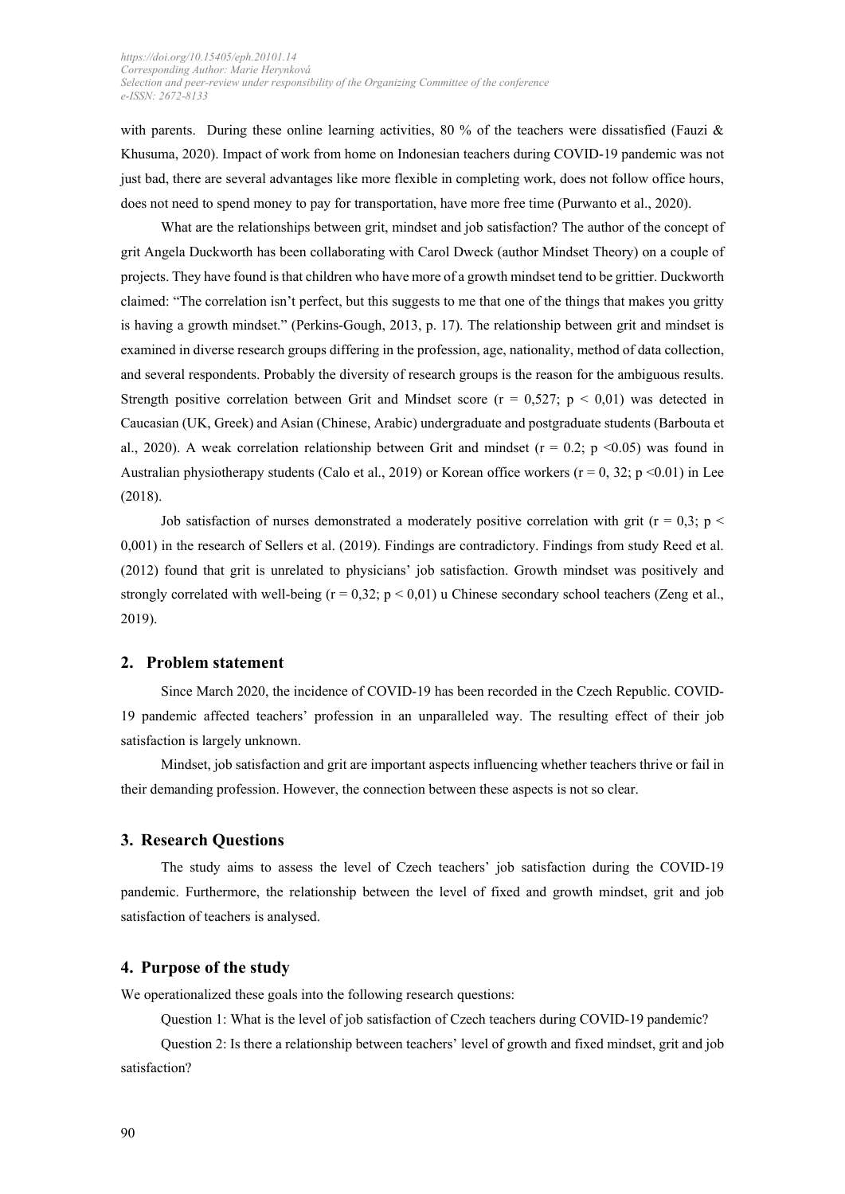with parents. During these online learning activities, 80 % of the teachers were dissatisfied (Fauzi & Khusuma, 2020). Impact of work from home on Indonesian teachers during COVID-19 pandemic was not just bad, there are several advantages like more flexible in completing work, does not follow office hours, does not need to spend money to pay for transportation, have more free time (Purwanto et al., 2020).

What are the relationships between grit, mindset and job satisfaction? The author of the concept of grit Angela Duckworth has been collaborating with Carol Dweck (author Mindset Theory) on a couple of projects. They have found is that children who have more of a growth mindset tend to be grittier. Duckworth claimed: "The correlation isn't perfect, but this suggests to me that one of the things that makes you gritty is having a growth mindset." (Perkins-Gough, 2013, p. 17). The relationship between grit and mindset is examined in diverse research groups differing in the profession, age, nationality, method of data collection, and several respondents. Probably the diversity of research groups is the reason for the ambiguous results. Strength positive correlation between Grit and Mindset score ($r = 0,527$; $p < 0,01$) was detected in Caucasian (UK, Greek) and Asian (Chinese, Arabic) undergraduate and postgraduate students (Barbouta et al., 2020). A weak correlation relationship between Grit and mindset ($r = 0.2$; $p < 0.05$) was found in Australian physiotherapy students (Calo et al., 2019) or Korean office workers ($r = 0, 32$; $p < 0.01$) in Lee (2018).

Job satisfaction of nurses demonstrated a moderately positive correlation with grit ($r = 0,3$; $p < 0,001$) in the research of Sellers et al. (2019). Findings are contradictory. Findings from study Reed et al. (2012) found that grit is unrelated to physicians' job satisfaction. Growth mindset was positively and strongly correlated with well-being ($r = 0,32$; $p < 0,01$) u Chinese secondary school teachers (Zeng et al., 2019).

## 2. Problem statement

Since March 2020, the incidence of COVID-19 has been recorded in the Czech Republic. COVID-19 pandemic affected teachers' profession in an unparalleled way. The resulting effect of their job satisfaction is largely unknown.

Mindset, job satisfaction and grit are important aspects influencing whether teachers thrive or fail in their demanding profession. However, the connection between these aspects is not so clear.

## 3. Research Questions

The study aims to assess the level of Czech teachers' job satisfaction during the COVID-19 pandemic. Furthermore, the relationship between the level of fixed and growth mindset, grit and job satisfaction of teachers is analysed.

## 4. Purpose of the study

We operationalized these goals into the following research questions:

Question 1: What is the level of job satisfaction of Czech teachers during COVID-19 pandemic?

Question 2: Is there a relationship between teachers' level of growth and fixed mindset, grit and job satisfaction?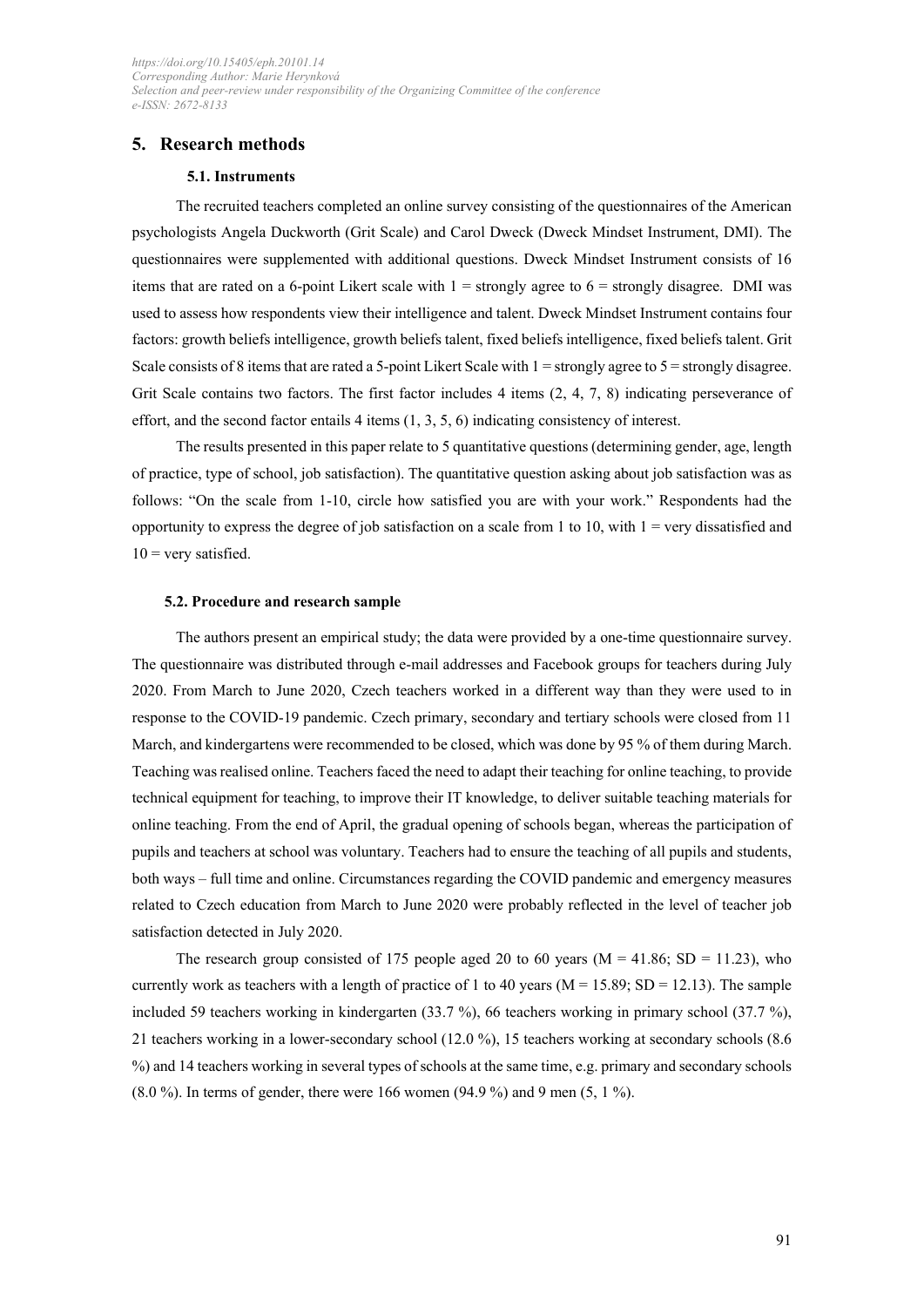## 5. Research methods

### 5.1. Instruments

The recruited teachers completed an online survey consisting of the questionnaires of the American psychologists Angela Duckworth (Grit Scale) and Carol Dweck (Dweck Mindset Instrument, DMI). The questionnaires were supplemented with additional questions. Dweck Mindset Instrument consists of 16 items that are rated on a 6-point Likert scale with 1 = strongly agree to 6 = strongly disagree. DMI was used to assess how respondents view their intelligence and talent. Dweck Mindset Instrument contains four factors: growth beliefs intelligence, growth beliefs talent, fixed beliefs intelligence, fixed beliefs talent. Grit Scale consists of 8 items that are rated a 5-point Likert Scale with 1 = strongly agree to 5 = strongly disagree. Grit Scale contains two factors. The first factor includes 4 items (2, 4, 7, 8) indicating perseverance of effort, and the second factor entails 4 items (1, 3, 5, 6) indicating consistency of interest.

The results presented in this paper relate to 5 quantitative questions (determining gender, age, length of practice, type of school, job satisfaction). The quantitative question asking about job satisfaction was as follows: "On the scale from 1-10, circle how satisfied you are with your work." Respondents had the opportunity to express the degree of job satisfaction on a scale from 1 to 10, with 1 = very dissatisfied and 10 = very satisfied.

### 5.2. Procedure and research sample

The authors present an empirical study; the data were provided by a one-time questionnaire survey. The questionnaire was distributed through e-mail addresses and Facebook groups for teachers during July 2020. From March to June 2020, Czech teachers worked in a different way than they were used to in response to the COVID-19 pandemic. Czech primary, secondary and tertiary schools were closed from 11 March, and kindergartens were recommended to be closed, which was done by 95 % of them during March. Teaching was realised online. Teachers faced the need to adapt their teaching for online teaching, to provide technical equipment for teaching, to improve their IT knowledge, to deliver suitable teaching materials for online teaching. From the end of April, the gradual opening of schools began, whereas the participation of pupils and teachers at school was voluntary. Teachers had to ensure the teaching of all pupils and students, both ways – full time and online. Circumstances regarding the COVID pandemic and emergency measures related to Czech education from March to June 2020 were probably reflected in the level of teacher job satisfaction detected in July 2020.

The research group consisted of 175 people aged 20 to 60 years ($M = 41.86$; $SD = 11.23$), who currently work as teachers with a length of practice of 1 to 40 years ($M = 15.89$; $SD = 12.13$). The sample included 59 teachers working in kindergarten (33.7 %), 66 teachers working in primary school (37.7 %), 21 teachers working in a lower-secondary school (12.0 %), 15 teachers working at secondary schools (8.6 %) and 14 teachers working in several types of schools at the same time, e.g. primary and secondary schools (8.0 %). In terms of gender, there were 166 women (94.9 %) and 9 men (5, 1 %).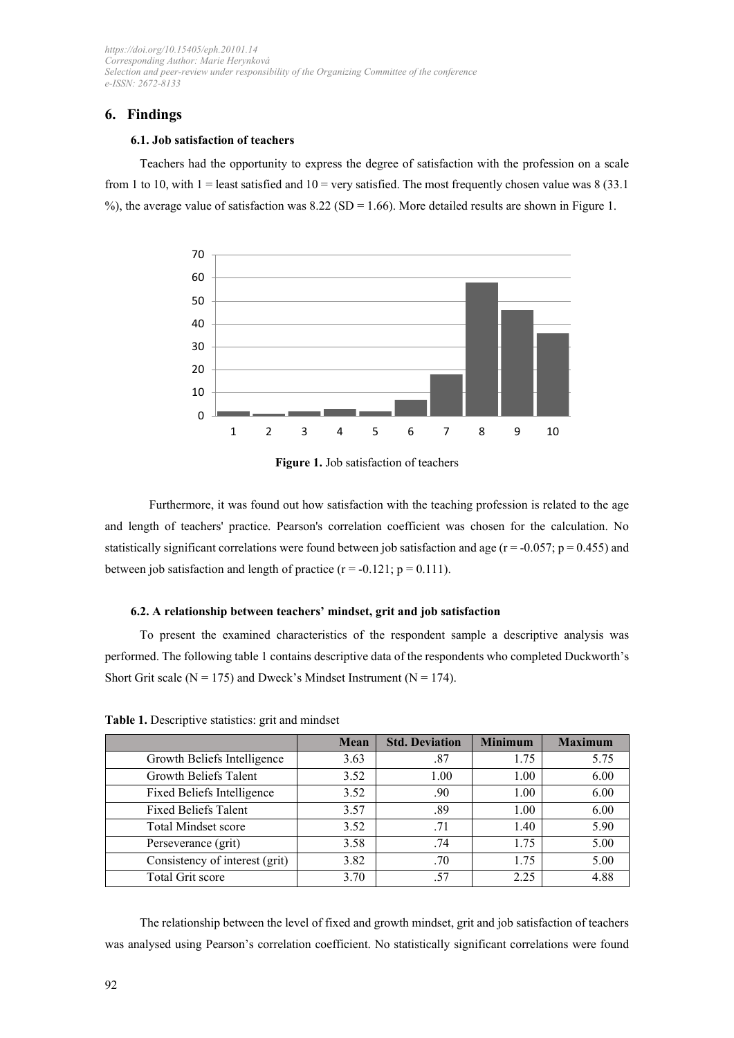## 6. Findings

### 6.1. Job satisfaction of teachers

Teachers had the opportunity to express the degree of satisfaction with the profession on a scale from 1 to 10, with 1 = least satisfied and 10 = very satisfied. The most frequently chosen value was 8 (33.1 %), the average value of satisfaction was 8.22 (SD = 1.66). More detailed results are shown in Figure 1.

**Figure 1.** Job satisfaction of teachers

Furthermore, it was found out how satisfaction with the teaching profession is related to the age and length of teachers' practice. Pearson's correlation coefficient was chosen for the calculation. No statistically significant correlations were found between job satisfaction and age ($r = -0.057$; $p = 0.455$) and between job satisfaction and length of practice ($r = -0.121$; $p = 0.111$).

### 6.2. A relationship between teachers' mindset, grit and job satisfaction

To present the examined characteristics of the respondent sample a descriptive analysis was performed. The following table 1 contains descriptive data of the respondents who completed Duckworth's Short Grit scale (N = 175) and Dweck's Mindset Instrument (N = 174).

**Table 1.** Descriptive statistics: grit and mindset

| | Mean | Std. Deviation | Minimum | Maximum |
|---|---|---|---|---|
| Growth Beliefs Intelligence | 3.63 | .87 | 1.75 | 5.75 |
| Growth Beliefs Talent | 3.52 | 1.00 | 1.00 | 6.00 |
| Fixed Beliefs Intelligence | 3.52 | .90 | 1.00 | 6.00 |
| Fixed Beliefs Talent | 3.57 | .89 | 1.00 | 6.00 |
| Total Mindset score | 3.52 | .71 | 1.40 | 5.90 |
| Perseverance (grit) | 3.58 | .74 | 1.75 | 5.00 |
| Consistency of interest (grit) | 3.82 | .70 | 1.75 | 5.00 |
| Total Grit score | 3.70 | .57 | 2.25 | 4.88 |

The relationship between the level of fixed and growth mindset, grit and job satisfaction of teachers was analysed using Pearson's correlation coefficient. No statistically significant correlations were found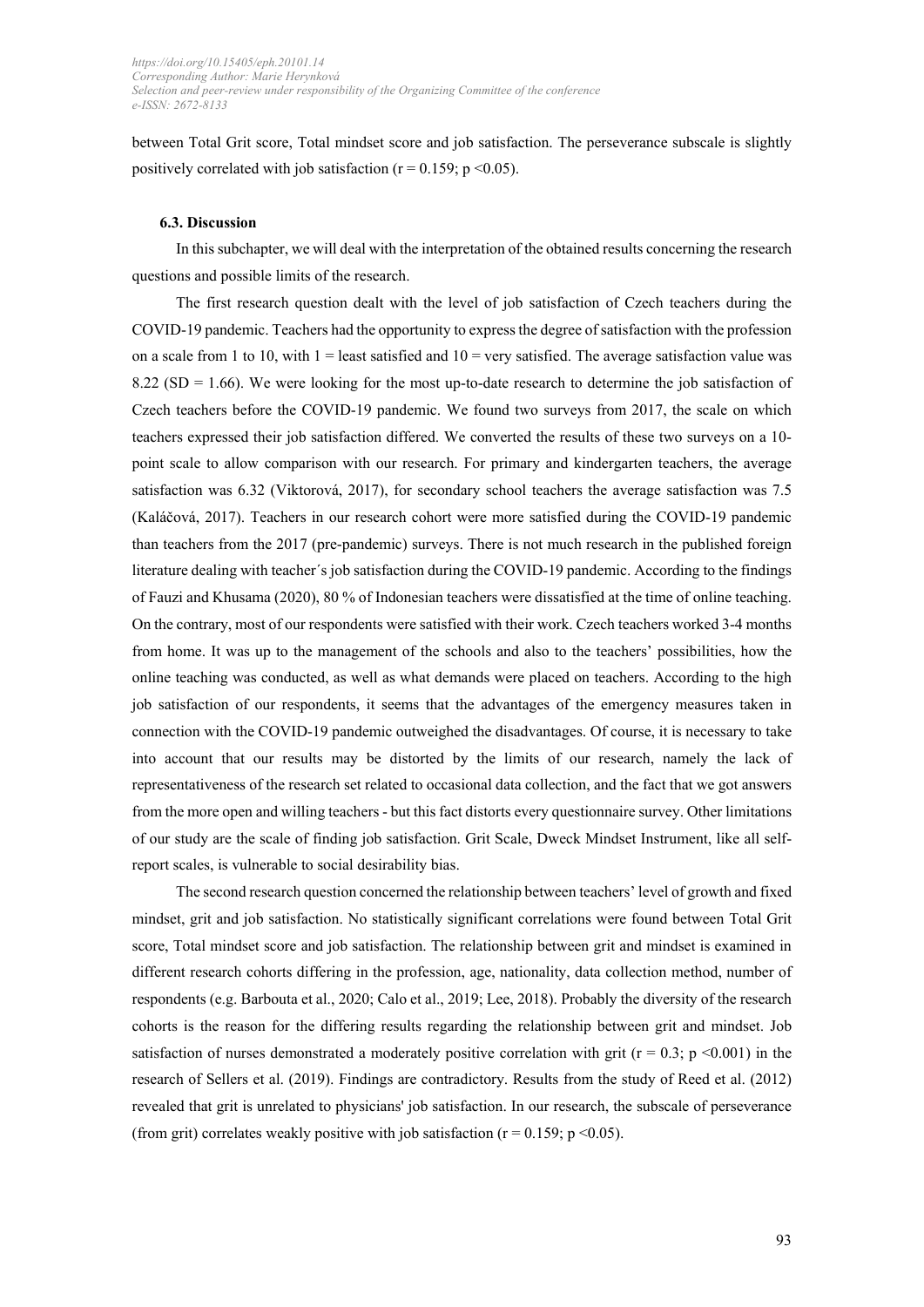between Total Grit score, Total mindset score and job satisfaction. The perseverance subscale is slightly positively correlated with job satisfaction ($r = 0.159$; $p < 0.05$).

### 6.3. Discussion

In this subchapter, we will deal with the interpretation of the obtained results concerning the research questions and possible limits of the research.

The first research question dealt with the level of job satisfaction of Czech teachers during the COVID-19 pandemic. Teachers had the opportunity to express the degree of satisfaction with the profession on a scale from 1 to 10, with 1 = least satisfied and 10 = very satisfied. The average satisfaction value was 8.22 (SD = 1.66). We were looking for the most up-to-date research to determine the job satisfaction of Czech teachers before the COVID-19 pandemic. We found two surveys from 2017, the scale on which teachers expressed their job satisfaction differed. We converted the results of these two surveys on a 10-point scale to allow comparison with our research. For primary and kindergarten teachers, the average satisfaction was 6.32 (Viktorová, 2017), for secondary school teachers the average satisfaction was 7.5 (Kaláčová, 2017). Teachers in our research cohort were more satisfied during the COVID-19 pandemic than teachers from the 2017 (pre-pandemic) surveys. There is not much research in the published foreign literature dealing with teacher´s job satisfaction during the COVID-19 pandemic. According to the findings of Fauzi and Khusama (2020), 80 % of Indonesian teachers were dissatisfied at the time of online teaching. On the contrary, most of our respondents were satisfied with their work. Czech teachers worked 3-4 months from home. It was up to the management of the schools and also to the teachers' possibilities, how the online teaching was conducted, as well as what demands were placed on teachers. According to the high job satisfaction of our respondents, it seems that the advantages of the emergency measures taken in connection with the COVID-19 pandemic outweighed the disadvantages. Of course, it is necessary to take into account that our results may be distorted by the limits of our research, namely the lack of representativeness of the research set related to occasional data collection, and the fact that we got answers from the more open and willing teachers - but this fact distorts every questionnaire survey. Other limitations of our study are the scale of finding job satisfaction. Grit Scale, Dweck Mindset Instrument, like all self-report scales, is vulnerable to social desirability bias.

The second research question concerned the relationship between teachers' level of growth and fixed mindset, grit and job satisfaction. No statistically significant correlations were found between Total Grit score, Total mindset score and job satisfaction. The relationship between grit and mindset is examined in different research cohorts differing in the profession, age, nationality, data collection method, number of respondents (e.g. Barbouta et al., 2020; Calo et al., 2019; Lee, 2018). Probably the diversity of the research cohorts is the reason for the differing results regarding the relationship between grit and mindset. Job satisfaction of nurses demonstrated a moderately positive correlation with grit ($r = 0.3$; $p < 0.001$) in the research of Sellers et al. (2019). Findings are contradictory. Results from the study of Reed et al. (2012) revealed that grit is unrelated to physicians' job satisfaction. In our research, the subscale of perseverance (from grit) correlates weakly positive with job satisfaction ($r = 0.159$; $p < 0.05$).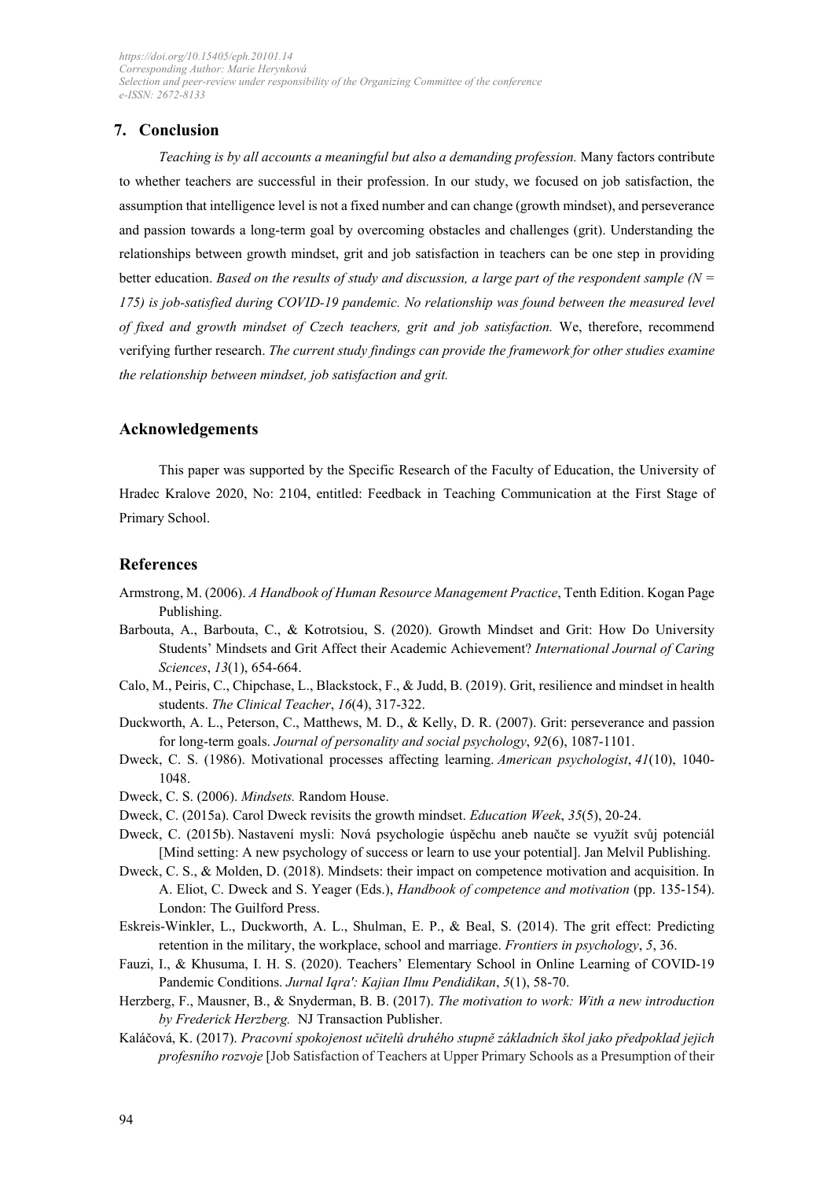## 7. Conclusion

*Teaching is by all accounts a meaningful but also a demanding profession.* Many factors contribute to whether teachers are successful in their profession. In our study, we focused on job satisfaction, the assumption that intelligence level is not a fixed number and can change (growth mindset), and perseverance and passion towards a long-term goal by overcoming obstacles and challenges (grit). Understanding the relationships between growth mindset, grit and job satisfaction in teachers can be one step in providing better education. *Based on the results of study and discussion, a large part of the respondent sample (N = 175) is job-satisfied during COVID-19 pandemic. No relationship was found between the measured level of fixed and growth mindset of Czech teachers, grit and job satisfaction.* We, therefore, recommend verifying further research. *The current study findings can provide the framework for other studies examine the relationship between mindset, job satisfaction and grit.*

## Acknowledgements

This paper was supported by the Specific Research of the Faculty of Education, the University of Hradec Kralove 2020, No: 2104, entitled: Feedback in Teaching Communication at the First Stage of Primary School.

## References

Armstrong, M. (2006). *A Handbook of Human Resource Management Practice*, Tenth Edition. Kogan Page Publishing.

Barbouta, A., Barbouta, C., & Kotrotsiou, S. (2020). Growth Mindset and Grit: How Do University Students' Mindsets and Grit Affect their Academic Achievement? *International Journal of Caring Sciences*, *13*(1), 654-664.

Calo, M., Peiris, C., Chipchase, L., Blackstock, F., & Judd, B. (2019). Grit, resilience and mindset in health students. *The Clinical Teacher*, *16*(4), 317-322.

Duckworth, A. L., Peterson, C., Matthews, M. D., & Kelly, D. R. (2007). Grit: perseverance and passion for long-term goals. *Journal of personality and social psychology*, *92*(6), 1087-1101.

Dweck, C. S. (1986). Motivational processes affecting learning. *American psychologist*, *41*(10), 1040-1048.

Dweck, C. S. (2006). *Mindsets.* Random House.

Dweck, C. (2015a). Carol Dweck revisits the growth mindset. *Education Week*, *35*(5), 20-24.

Dweck, C. (2015b). Nastavení mysli: Nová psychologie úspěchu aneb naučte se využít svůj potenciál [Mind setting: A new psychology of success or learn to use your potential]. Jan Melvil Publishing.

Dweck, C. S., & Molden, D. (2018). Mindsets: their impact on competence motivation and acquisition. In A. Eliot, C. Dweck and S. Yeager (Eds.), *Handbook of competence and motivation* (pp. 135-154). London: The Guilford Press.

Eskreis-Winkler, L., Duckworth, A. L., Shulman, E. P., & Beal, S. (2014). The grit effect: Predicting retention in the military, the workplace, school and marriage. *Frontiers in psychology*, *5*, 36.

Fauzi, I., & Khusuma, I. H. S. (2020). Teachers' Elementary School in Online Learning of COVID-19 Pandemic Conditions. *Jurnal Iqra': Kajian Ilmu Pendidikan*, *5*(1), 58-70.

Herzberg, F., Mausner, B., & Snyderman, B. B. (2017). *The motivation to work: With a new introduction by Frederick Herzberg.* NJ Transaction Publisher.

Kaláčová, K. (2017). *Pracovní spokojenost učitelů druhého stupně základních škol jako předpoklad jejich profesního rozvoje* [Job Satisfaction of Teachers at Upper Primary Schools as a Presumption of their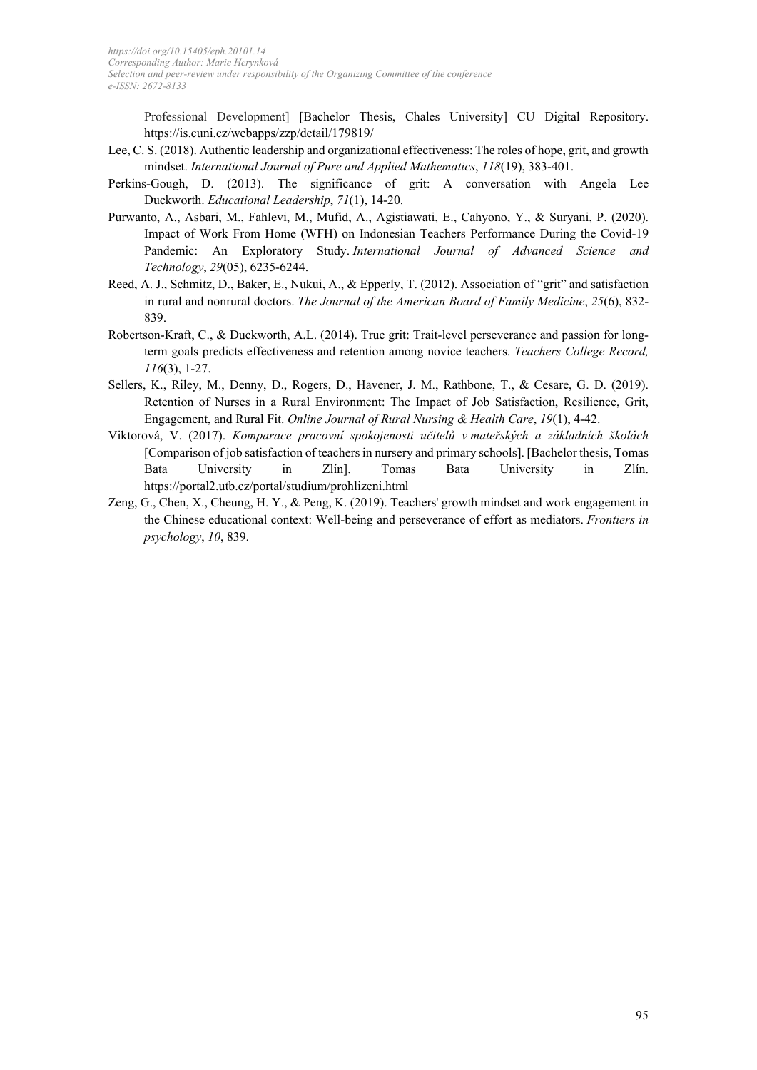Professional Development] [Bachelor Thesis, Chales University] CU Digital Repository. https://is.cuni.cz/webapps/zzp/detail/179819/

Lee, C. S. (2018). Authentic leadership and organizational effectiveness: The roles of hope, grit, and growth mindset. *International Journal of Pure and Applied Mathematics*, *118*(19), 383-401.

Perkins-Gough, D. (2013). The significance of grit: A conversation with Angela Lee Duckworth. *Educational Leadership*, *71*(1), 14-20.

Purwanto, A., Asbari, M., Fahlevi, M., Mufid, A., Agistiawati, E., Cahyono, Y., & Suryani, P. (2020). Impact of Work From Home (WFH) on Indonesian Teachers Performance During the Covid-19 Pandemic: An Exploratory Study. *International Journal of Advanced Science and Technology*, *29*(05), 6235-6244.

Reed, A. J., Schmitz, D., Baker, E., Nukui, A., & Epperly, T. (2012). Association of "grit" and satisfaction in rural and nonrural doctors. *The Journal of the American Board of Family Medicine*, *25*(6), 832-839.

Robertson-Kraft, C., & Duckworth, A.L. (2014). True grit: Trait-level perseverance and passion for long-term goals predicts effectiveness and retention among novice teachers. *Teachers College Record, 116*(3), 1-27.

Sellers, K., Riley, M., Denny, D., Rogers, D., Havener, J. M., Rathbone, T., & Cesare, G. D. (2019). Retention of Nurses in a Rural Environment: The Impact of Job Satisfaction, Resilience, Grit, Engagement, and Rural Fit. *Online Journal of Rural Nursing & Health Care*, *19*(1), 4-42.

Viktorová, V. (2017). *Komparace pracovní spokojenosti učitelů v mateřských a základních školách* [Comparison of job satisfaction of teachers in nursery and primary schools]. [Bachelor thesis, Tomas Bata University in Zlín]. Tomas Bata University in Zlín. https://portal2.utb.cz/portal/studium/prohlizeni.html

Zeng, G., Chen, X., Cheung, H. Y., & Peng, K. (2019). Teachers' growth mindset and work engagement in the Chinese educational context: Well-being and perseverance of effort as mediators. *Frontiers in psychology*, *10*, 839.